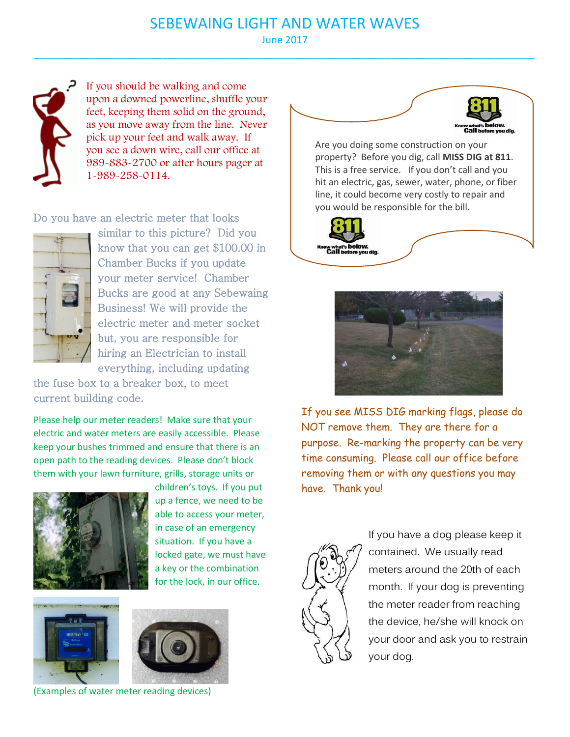# SEBEWAING LIGHT AND WATER WAVES

June 2017

If you should be walking and come upon a downed powerline, shuffle your feet, keeping them solid on the ground, as you move away from the line. Never pick up your feet and walk away. If you see a down wire, call our office at 989-883-2700 or after hours pager at 1-989-258-0114.

Do you have an electric meter that looks similar to this picture? Did you know that you can get $100.00 in Chamber Bucks if you update your meter service! Chamber Bucks are good at any Sebewaing Business! We will provide the electric meter and meter socket but, you are responsible for hiring an Electrician to install everything, including updating the fuse box to a breaker box, to meet current building code.

Please help our meter readers! Make sure that your electric and water meters are easily accessible. Please keep your bushes trimmed and ensure that there is an open path to the reading devices. Please don't block them with your lawn furniture, grills, storage units or children's toys. If you put up a fence, we need to be able to access your meter, in case of an emergency situation. If you have a locked gate, we must have a key or the combination for the lock, in our office.

(Examples of water meter reading devices)

811 Know what's below. Call before you dig.

Are you doing some construction on your property? Before you dig, call **MISS DIG at 811**. This is a free service. If you don't call and you hit an electric, gas, sewer, water, phone, or fiber line, it could become very costly to repair and you would be responsible for the bill.

811 Know what's below. Call before you dig.

If you see MISS DIG marking flags, please do NOT remove them. They are there for a purpose. Re-marking the property can be very time consuming. Please call our office before removing them or with any questions you may have. Thank you!

If you have a dog please keep it contained. We usually read meters around the 20th of each month. If your dog is preventing the meter reader from reaching the device, he/she will knock on your door and ask you to restrain your dog.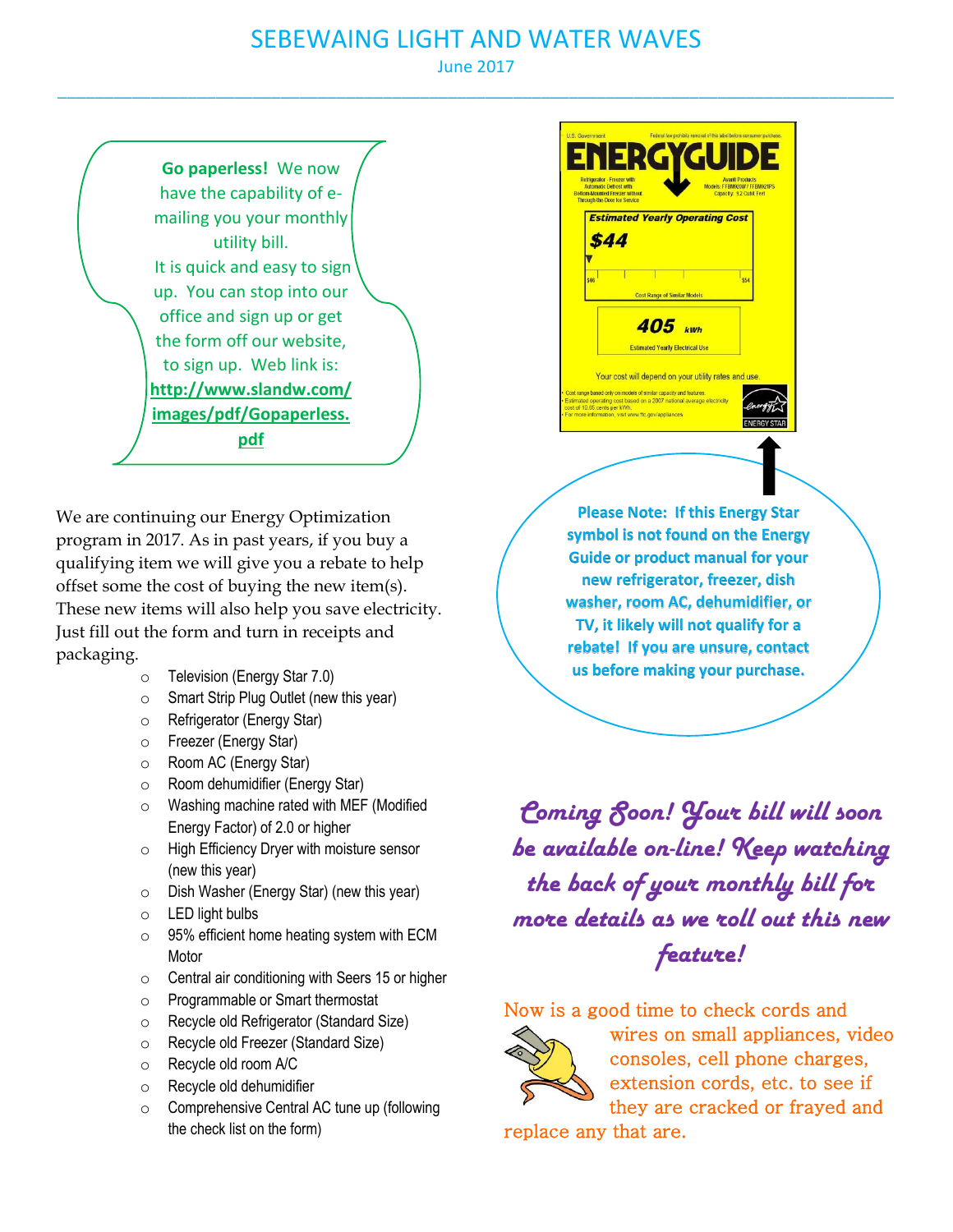# SEBEWAING LIGHT AND WATER WAVES

June 2017

**Go paperless!** We now have the capability of e-mailing you your monthly utility bill.
It is quick and easy to sign up. You can stop into our office and sign up or get the form off our website, to sign up. Web link is: **http://www.slandw.com/images/pdf/Gopaperless.pdf**

We are continuing our Energy Optimization program in 2017. As in past years, if you buy a qualifying item we will give you a rebate to help offset some the cost of buying the new item(s). These new items will also help you save electricity. Just fill out the form and turn in receipts and packaging.

- Television (Energy Star 7.0)
- Smart Strip Plug Outlet (new this year)
- Refrigerator (Energy Star)
- Freezer (Energy Star)
- Room AC (Energy Star)
- Room dehumidifier (Energy Star)
- Washing machine rated with MEF (Modified Energy Factor) of 2.0 or higher
- High Efficiency Dryer with moisture sensor (new this year)
- Dish Washer (Energy Star) (new this year)
- LED light bulbs
- 95% efficient home heating system with ECM Motor
- Central air conditioning with Seers 15 or higher
- Programmable or Smart thermostat
- Recycle old Refrigerator (Standard Size)
- Recycle old Freezer (Standard Size)
- Recycle old room A/C
- Recycle old dehumidifier
- Comprehensive Central AC tune up (following the check list on the form)

**Please Note: If this Energy Star symbol is not found on the Energy Guide or product manual for your new refrigerator, freezer, dish washer, room AC, dehumidifier, or TV, it likely will not qualify for a rebate! If you are unsure, contact us before making your purchase.**

***Coming Soon! Your bill will soon be available on-line! Keep watching the back of your monthly bill for more details as we roll out this new feature!***

Now is a good time to check cords and wires on small appliances, video consoles, cell phone charges, extension cords, etc. to see if they are cracked or frayed and replace any that are.